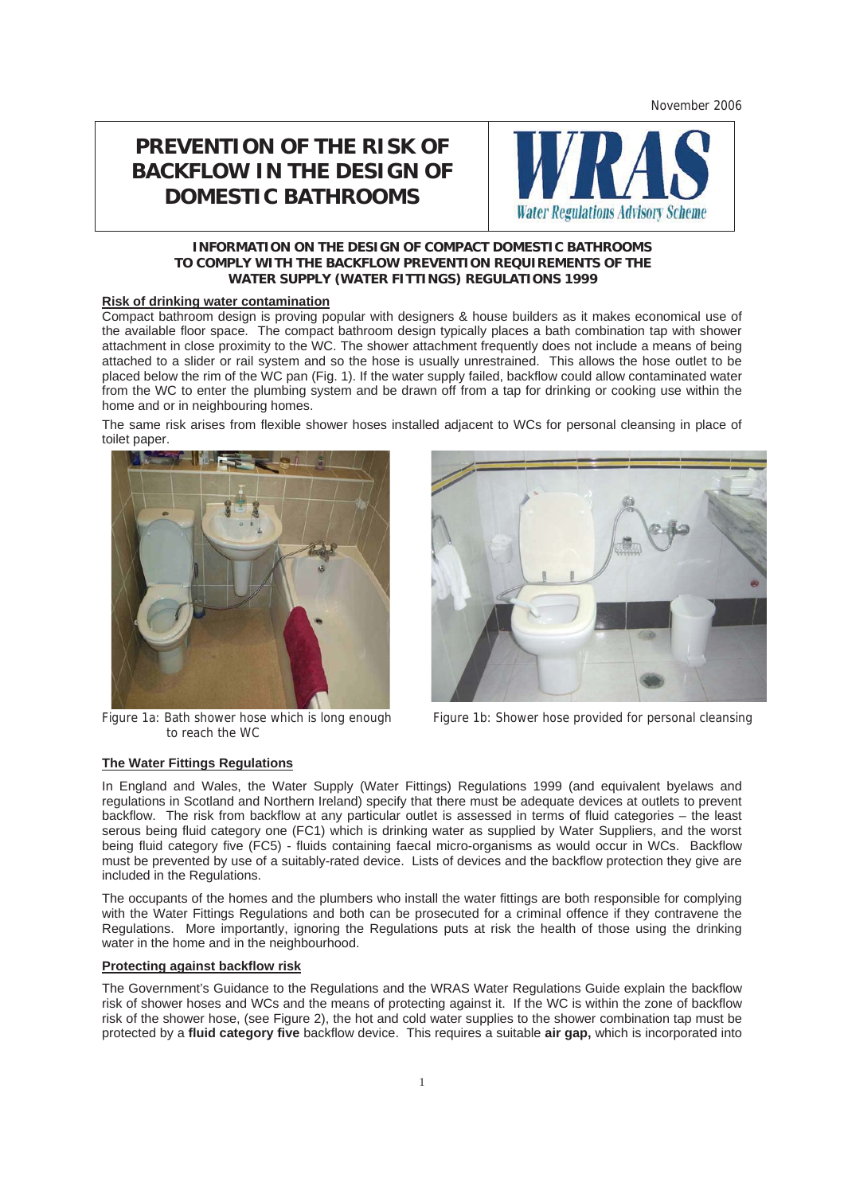November 2006

# PREVENTION OF THE RISK OF BACKFLOW IN THE DESIGN OF DOMESTIC BATHROOMS

**INFORMATION ON THE DESIGN OF COMPACT DOMESTIC BATHROOMS TO COMPLY WITH THE BACKFLOW PREVENTION REQUIREMENTS OF THE WATER SUPPLY (WATER FITTINGS) REGULATIONS 1999**

## Risk of drinking water contamination

Compact bathroom design is proving popular with designers & house builders as it makes economical use of the available floor space. The compact bathroom design typically places a bath combination tap with shower attachment in close proximity to the WC. The shower attachment frequently does not include a means of being attached to a slider or rail system and so the hose is usually unrestrained. This allows the hose outlet to be placed below the rim of the WC pan (Fig. 1). If the water supply failed, backflow could allow contaminated water from the WC to enter the plumbing system and be drawn off from a tap for drinking or cooking use within the home and or in neighbouring homes.

The same risk arises from flexible shower hoses installed adjacent to WCs for personal cleansing in place of toilet paper.

Figure 1a: Bath shower hose which is long enough to reach the WC

Figure 1b: Shower hose provided for personal cleansing

## The Water Fittings Regulations

In England and Wales, the Water Supply (Water Fittings) Regulations 1999 (and equivalent byelaws and regulations in Scotland and Northern Ireland) specify that there must be adequate devices at outlets to prevent backflow. The risk from backflow at any particular outlet is assessed in terms of fluid categories – the least serous being fluid category one (FC1) which is drinking water as supplied by Water Suppliers, and the worst being fluid category five (FC5) - fluids containing faecal micro-organisms as would occur in WCs. Backflow must be prevented by use of a suitably-rated device. Lists of devices and the backflow protection they give are included in the Regulations.

The occupants of the homes and the plumbers who install the water fittings are both responsible for complying with the Water Fittings Regulations and both can be prosecuted for a criminal offence if they contravene the Regulations. More importantly, ignoring the Regulations puts at risk the health of those using the drinking water in the home and in the neighbourhood.

## Protecting against backflow risk

The Government's Guidance to the Regulations and the WRAS Water Regulations Guide explain the backflow risk of shower hoses and WCs and the means of protecting against it. If the WC is within the zone of backflow risk of the shower hose, (see Figure 2), the hot and cold water supplies to the shower combination tap must be protected by a **fluid category five** backflow device. This requires a suitable **air gap,** which is incorporated into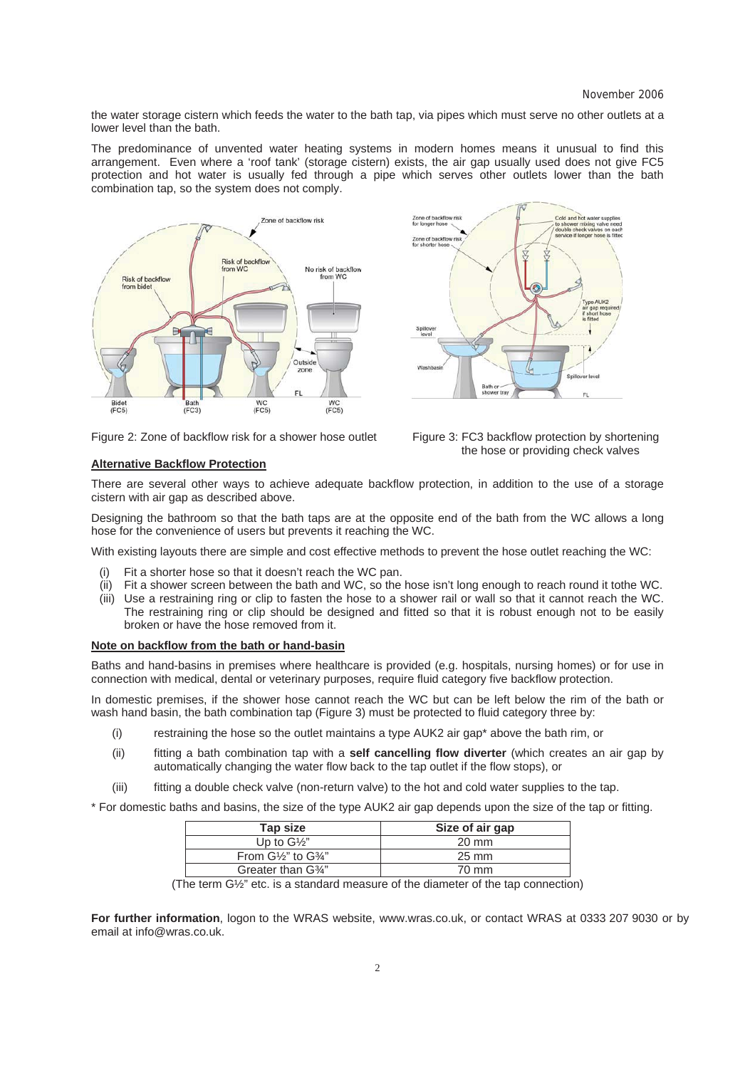the water storage cistern which feeds the water to the bath tap, via pipes which must serve no other outlets at a lower level than the bath.

The predominance of unvented water heating systems in modern homes means it unusual to find this arrangement. Even where a 'roof tank' (storage cistern) exists, the air gap usually used does not give FC5 protection and hot water is usually fed through a pipe which serves other outlets lower than the bath combination tap, so the system does not comply.

Figure 2: Zone of backflow risk for a shower hose outlet

Figure 3: FC3 backflow protection by shortening the hose or providing check valves

## Alternative Backflow Protection

There are several other ways to achieve adequate backflow protection, in addition to the use of a storage cistern with air gap as described above.

Designing the bathroom so that the bath taps are at the opposite end of the bath from the WC allows a long hose for the convenience of users but prevents it reaching the WC.

With existing layouts there are simple and cost effective methods to prevent the hose outlet reaching the WC:

(i) Fit a shorter hose so that it doesn't reach the WC pan.
(ii) Fit a shower screen between the bath and WC, so the hose isn't long enough to reach round it tothe WC.
(iii) Use a restraining ring or clip to fasten the hose to a shower rail or wall so that it cannot reach the WC. The restraining ring or clip should be designed and fitted so that it is robust enough not to be easily broken or have the hose removed from it.

## Note on backflow from the bath or hand-basin

Baths and hand-basins in premises where healthcare is provided (e.g. hospitals, nursing homes) or for use in connection with medical, dental or veterinary purposes, require fluid category five backflow protection.

In domestic premises, if the shower hose cannot reach the WC but can be left below the rim of the bath or wash hand basin, the bath combination tap (Figure 3) must be protected to fluid category three by:

(i) restraining the hose so the outlet maintains a type AUK2 air gap* above the bath rim, or

(ii) fitting a bath combination tap with a **self cancelling flow diverter** (which creates an air gap by automatically changing the water flow back to the tap outlet if the flow stops), or

(iii) fitting a double check valve (non-return valve) to the hot and cold water supplies to the tap.

* For domestic baths and basins, the size of the type AUK2 air gap depends upon the size of the tap or fitting.

| Tap size | Size of air gap |
|---|---|
| Up to G½" | 20 mm |
| From G½" to G¾" | 25 mm |
| Greater than G¾" | 70 mm |

(The term G½" etc. is a standard measure of the diameter of the tap connection)

**For further information**, logon to the WRAS website, www.wras.co.uk, or contact WRAS at 0333 207 9030 or by email at info@wras.co.uk.